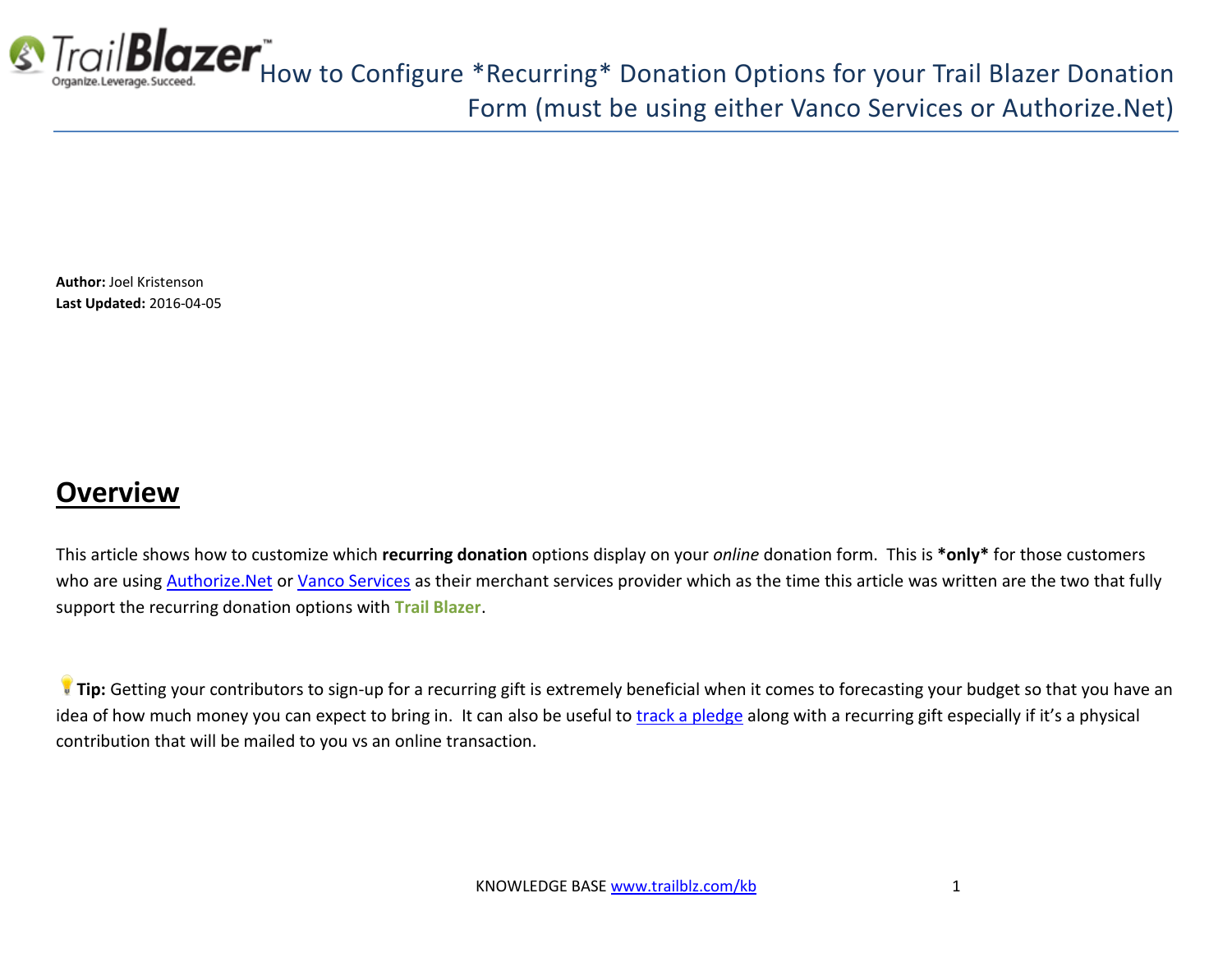# How to Configure *Recurring* Donation Options for your Trail Blazer Donation Form (must be using either Vanco Services or Authorize.Net)

**Author:** Joel Kristenson
**Last Updated:** 2016-04-05

## Overview

This article shows how to customize which **recurring donation** options display on your *online* donation form. This is ***only*** for those customers who are using Authorize.Net or Vanco Services as their merchant services provider which as the time this article was written are the two that fully support the recurring donation options with **Trail Blazer**.

💡**Tip:** Getting your contributors to sign-up for a recurring gift is extremely beneficial when it comes to forecasting your budget so that you have an idea of how much money you can expect to bring in. It can also be useful to track a pledge along with a recurring gift especially if it's a physical contribution that will be mailed to you vs an online transaction.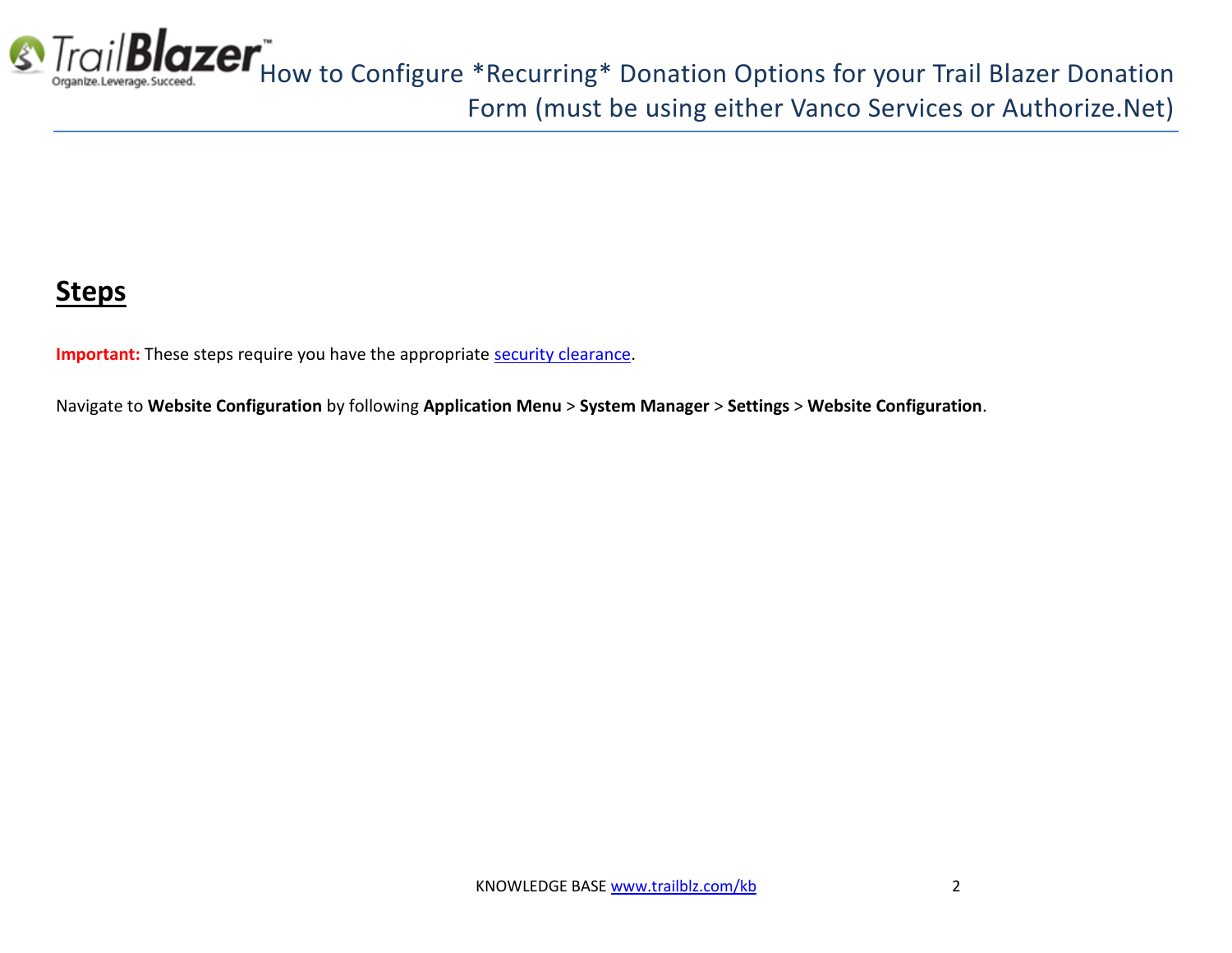## Steps

**Important:** These steps require you have the appropriate security clearance.

Navigate to **Website Configuration** by following **Application Menu** > **System Manager** > **Settings** > **Website Configuration**.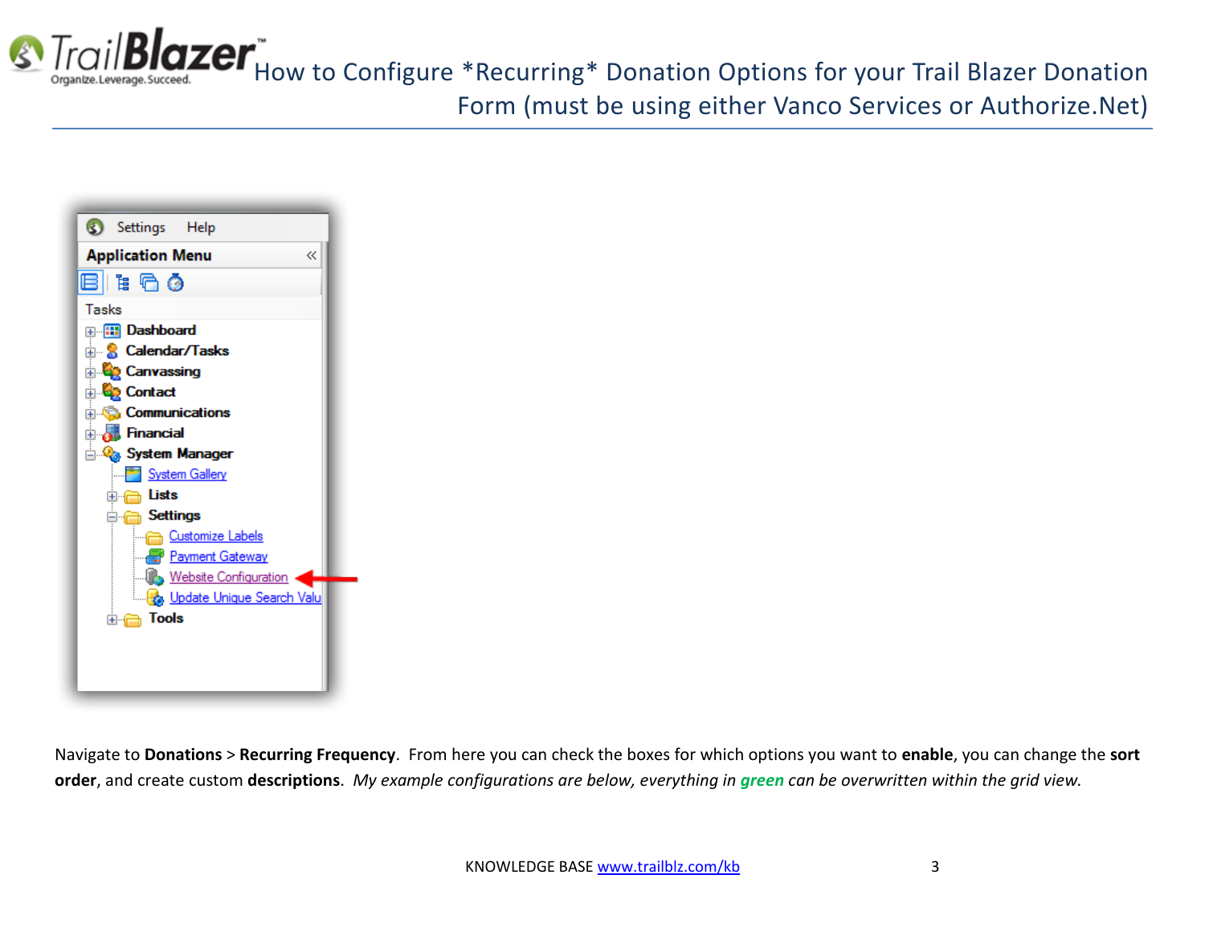Navigate to **Donations** > **Recurring Frequency**. From here you can check the boxes for which options you want to **enable**, you can change the **sort order**, and create custom **descriptions**. *My example configurations are below, everything in **green** can be overwritten within the grid view.*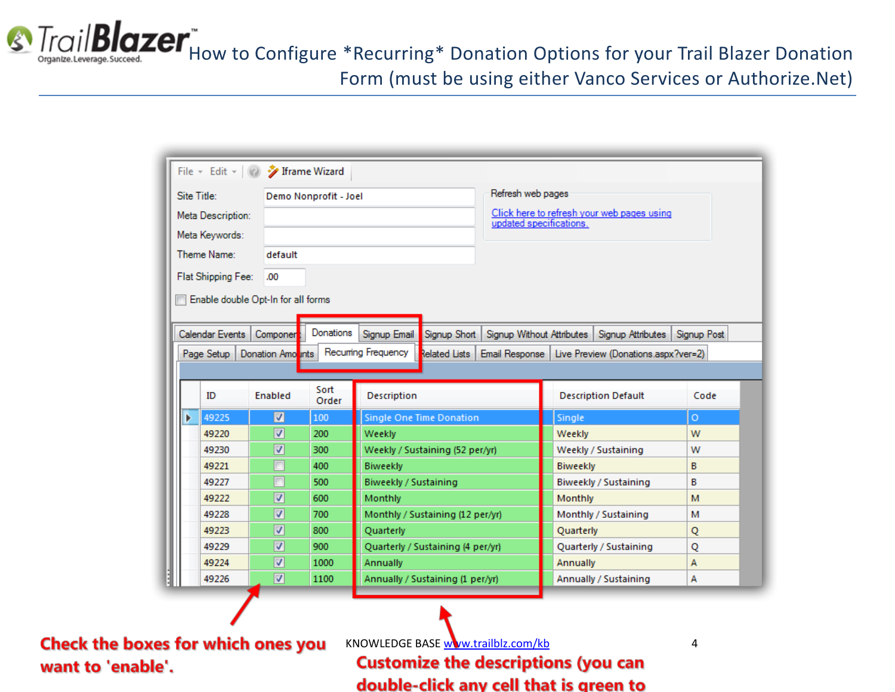# How to Configure *Recurring* Donation Options for your Trail Blazer Donation Form (must be using either Vanco Services or Authorize.Net)

File · Edit · Iframe Wizard

Site Title: Demo Nonprofit - Joel

Meta Description:

Meta Keywords:

Theme Name: default

Flat Shipping Fee: .00

Enable double Opt-In for all forms

Refresh web pages

Click here to refresh your web pages using updated specifications.

Calendar Events | Components | Donations | Signup Email | Signup Short | Signup Without Attributes | Signup Attributes | Signup Post

Page Setup | Donation Amounts | Recurring Frequency | Related Lists | Email Response | Live Preview (Donations.aspx?ver=2)

| ID | Enabled | Sort Order | Description | Description Default | Code |
|---|---|---|---|---|---|
| 49225 | ☑ | 100 | Single One Time Donation | Single | O |
| 49220 | ☑ | 200 | Weekly | Weekly | W |
| 49230 | ☑ | 300 | Weekly / Sustaining (52 per/yr) | Weekly / Sustaining | W |
| 49221 | ☐ | 400 | Biweekly | Biweekly | B |
| 49227 | ☐ | 500 | Biweekly / Sustaining | Biweekly / Sustaining | B |
| 49222 | ☑ | 600 | Monthly | Monthly | M |
| 49228 | ☑ | 700 | Monthly / Sustaining (12 per/yr) | Monthly / Sustaining | M |
| 49223 | ☑ | 800 | Quarterly | Quarterly | Q |
| 49229 | ☑ | 900 | Quarterly / Sustaining (4 per/yr) | Quarterly / Sustaining | Q |
| 49224 | ☑ | 1000 | Annually | Annually | A |
| 49226 | ☑ | 1100 | Annually / Sustaining (1 per/yr) | Annually / Sustaining | A |

**Check the boxes for which ones you want to 'enable'.**

**Customize the descriptions (you can double-click any cell that is green to**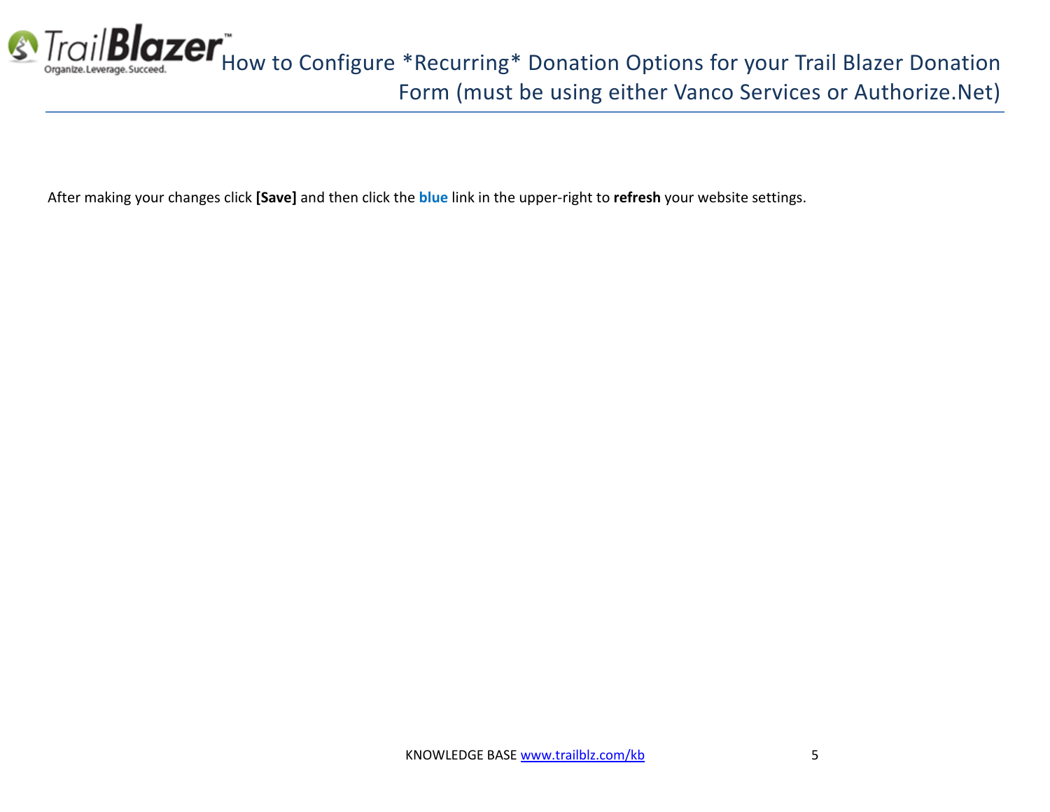After making your changes click **[Save]** and then click the **blue** link in the upper-right to **refresh** your website settings.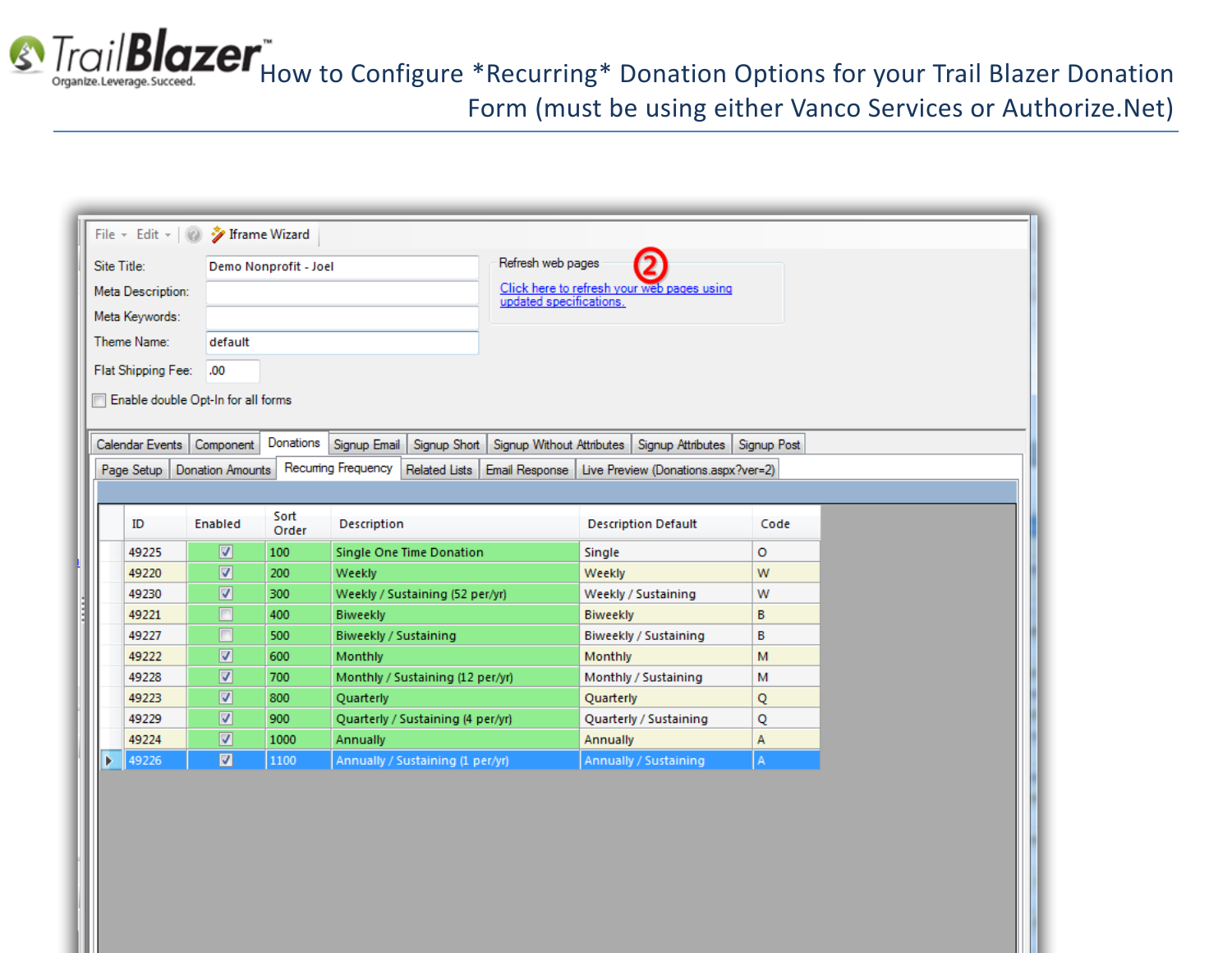# How to Configure *Recurring* Donation Options for your Trail Blazer Donation Form (must be using either Vanco Services or Authorize.Net)

File ▾ Edit ▾ | Iframe Wizard

Site Title: Demo Nonprofit - Joel

Meta Description:

Meta Keywords:

Theme Name: default

Flat Shipping Fee: .00

Enable double Opt-In for all forms

Refresh web pages ②

Click here to refresh your web pages using updated specifications.

Calendar Events | Component | Donations | Signup Email | Signup Short | Signup Without Attributes | Signup Attributes | Signup Post

Page Setup | Donation Amounts | Recurring Frequency | Related Lists | Email Response | Live Preview (Donations.aspx?ver=2)

| ID | Enabled | Sort Order | Description | Description Default | Code |
|---|---|---|---|---|---|
| 49225 | ☑ | 100 | Single One Time Donation | Single | O |
| 49220 | ☑ | 200 | Weekly | Weekly | W |
| 49230 | ☑ | 300 | Weekly / Sustaining (52 per/yr) | Weekly / Sustaining | W |
| 49221 | ☐ | 400 | Biweekly | Biweekly | B |
| 49227 | ☐ | 500 | Biweekly / Sustaining | Biweekly / Sustaining | B |
| 49222 | ☑ | 600 | Monthly | Monthly | M |
| 49228 | ☑ | 700 | Monthly / Sustaining (12 per/yr) | Monthly / Sustaining | M |
| 49223 | ☑ | 800 | Quarterly | Quarterly | Q |
| 49229 | ☑ | 900 | Quarterly / Sustaining (4 per/yr) | Quarterly / Sustaining | Q |
| 49224 | ☑ | 1000 | Annually | Annually | A |
| 49226 | ☑ | 1100 | Annually / Sustaining (1 per/yr) | Annually / Sustaining | A |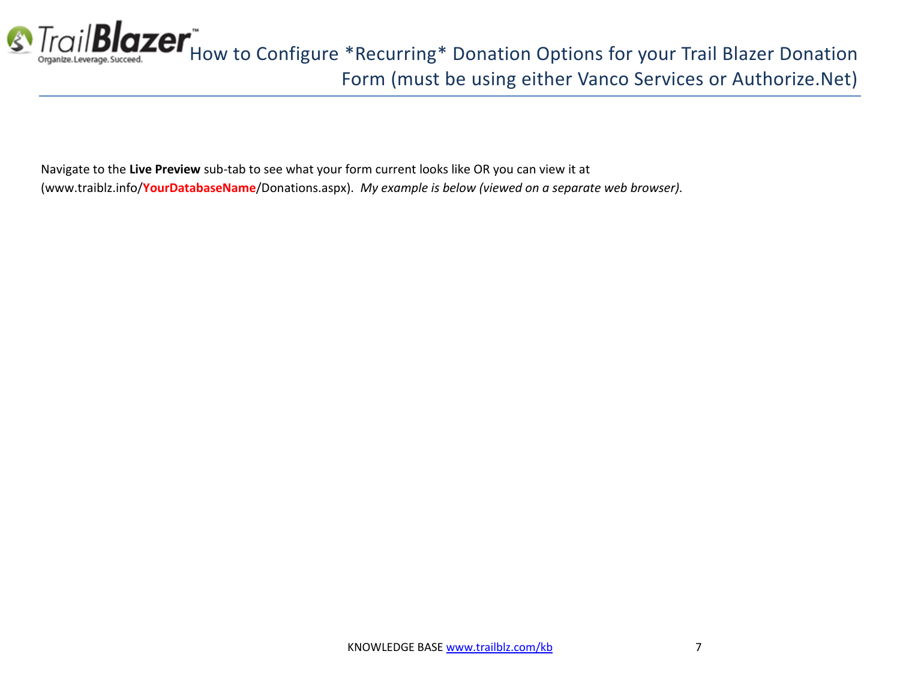Navigate to the **Live Preview** sub-tab to see what your form current looks like OR you can view it at (www.traiblz.info/**YourDatabaseName**/Donations.aspx). *My example is below (viewed on a separate web browser).*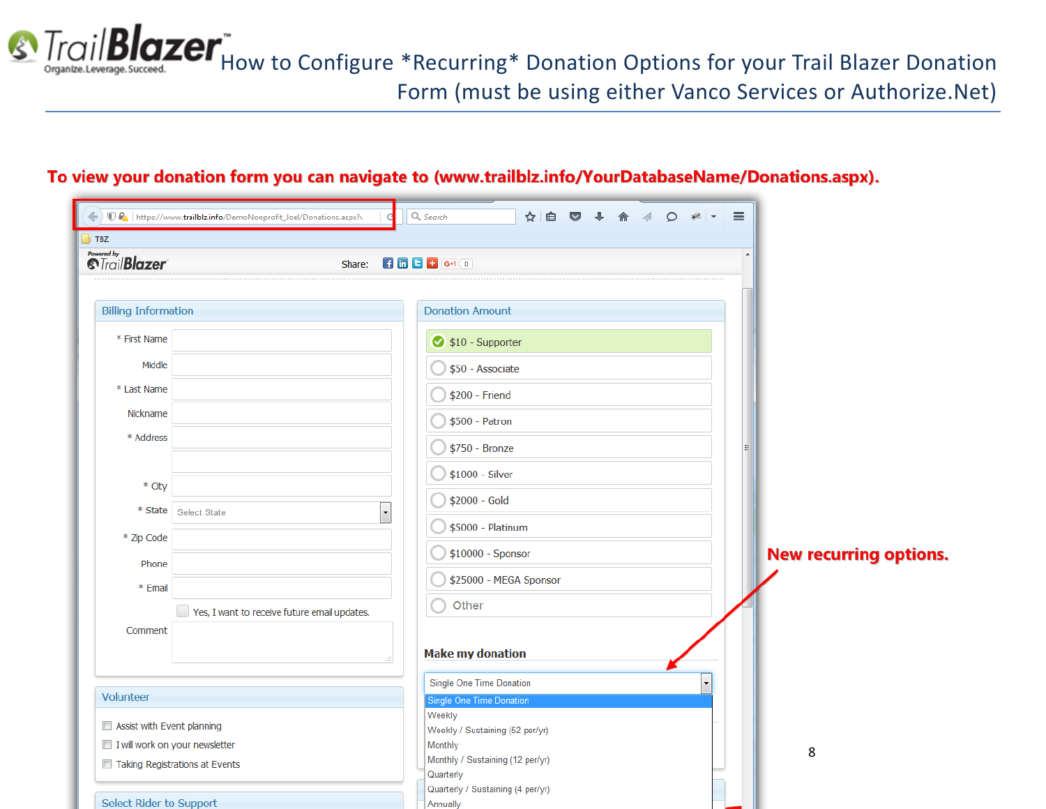To view your donation form you can navigate to (www.trailblz.info/YourDatabaseName/Donations.aspx).

New recurring options.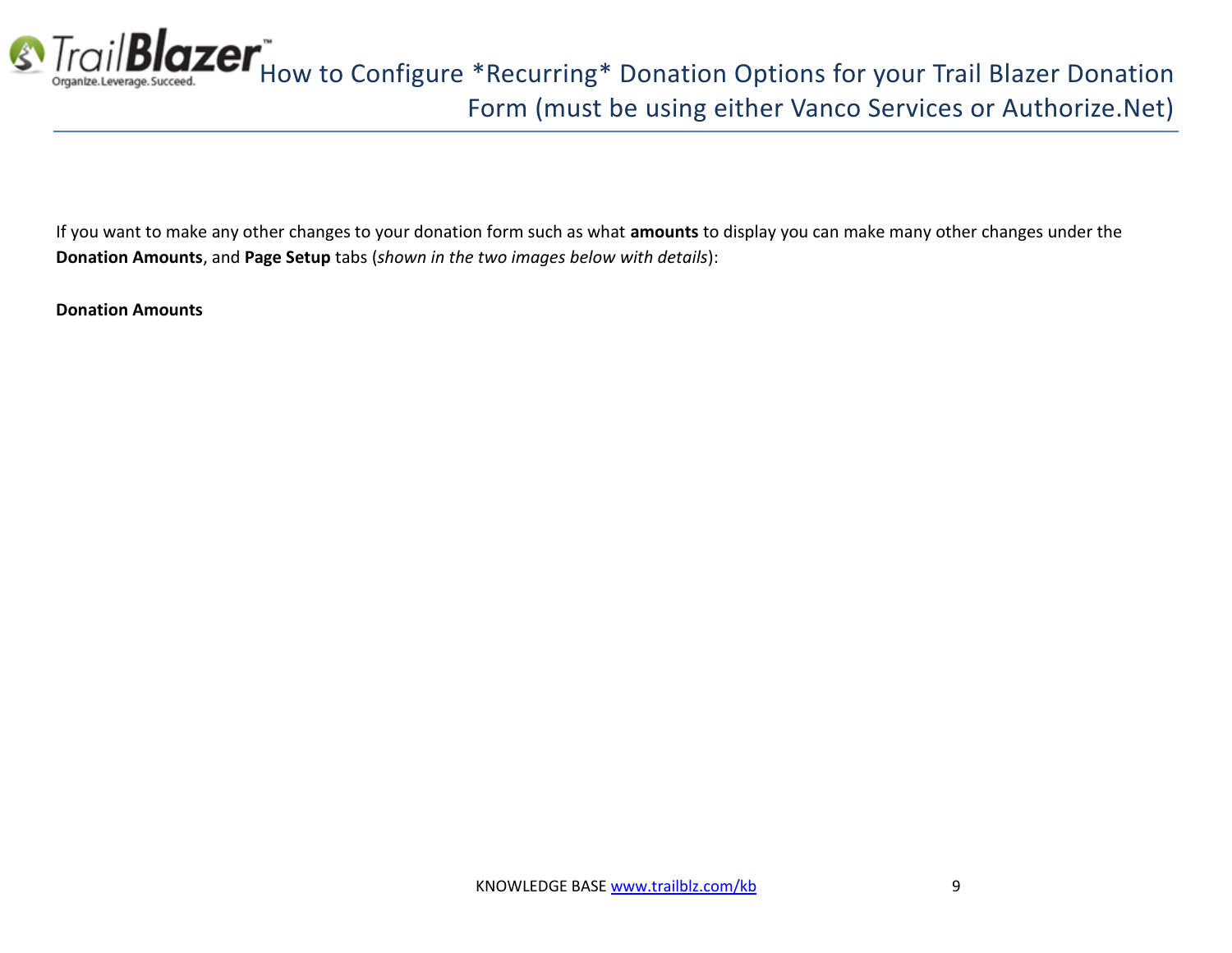If you want to make any other changes to your donation form such as what **amounts** to display you can make many other changes under the **Donation Amounts**, and **Page Setup** tabs (*shown in the two images below with details*):

**Donation Amounts**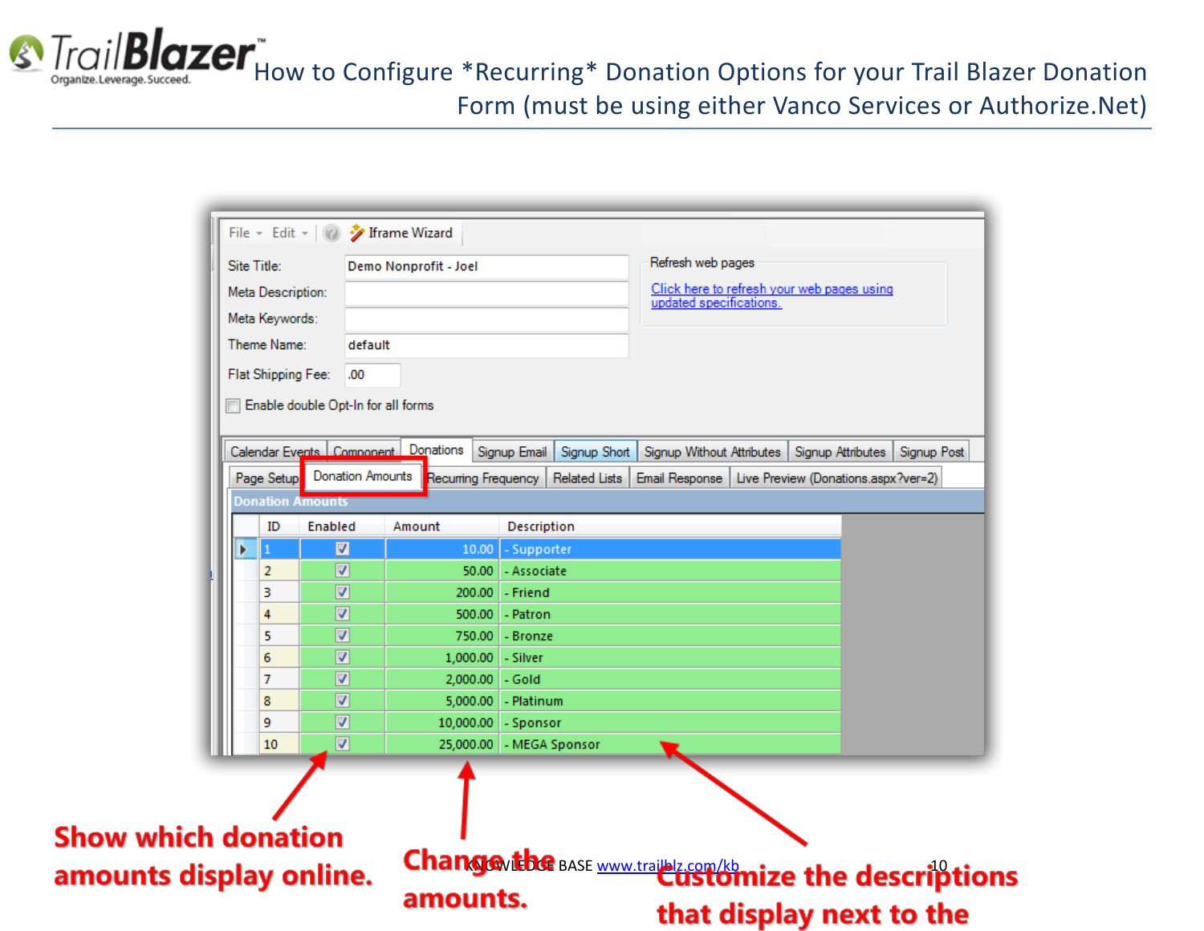# How to Configure *Recurring* Donation Options for your Trail Blazer Donation Form (must be using either Vanco Services or Authorize.Net)

File ▾ Edit ▾ Iframe Wizard

Site Title: Demo Nonprofit - Joel

Meta Description:

Meta Keywords:

Theme Name: default

Flat Shipping Fee: .00

Enable double Opt-In for all forms

Refresh web pages

Click here to refresh your web pages using updated specifications.

Calendar Events | Component | Donations | Signup Email | Signup Short | Signup Without Attributes | Signup Attributes | Signup Post

Page Setup | Donation Amounts | Recurring Frequency | Related Lists | Email Response | Live Preview (Donations.aspx?ver=2)

Donation Amounts

| ID | Enabled | Amount | Description |
|---|---|---|---|
| 1 | ☑ | 10.00 | - Supporter |
| 2 | ☑ | 50.00 | - Associate |
| 3 | ☑ | 200.00 | - Friend |
| 4 | ☑ | 500.00 | - Patron |
| 5 | ☑ | 750.00 | - Bronze |
| 6 | ☑ | 1,000.00 | - Silver |
| 7 | ☑ | 2,000.00 | - Gold |
| 8 | ☑ | 5,000.00 | - Platinum |
| 9 | ☑ | 10,000.00 | - Sponsor |
| 10 | ☑ | 25,000.00 | - MEGA Sponsor |

**Show which donation amounts display online.**

**Change the amounts.**

**Customize the descriptions that display next to the**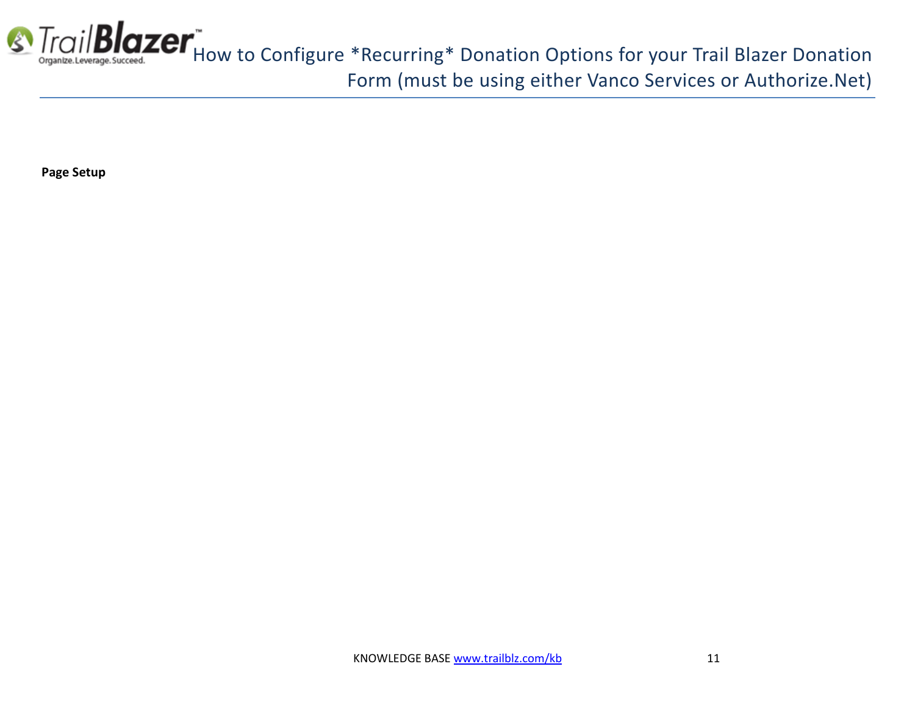**Page Setup**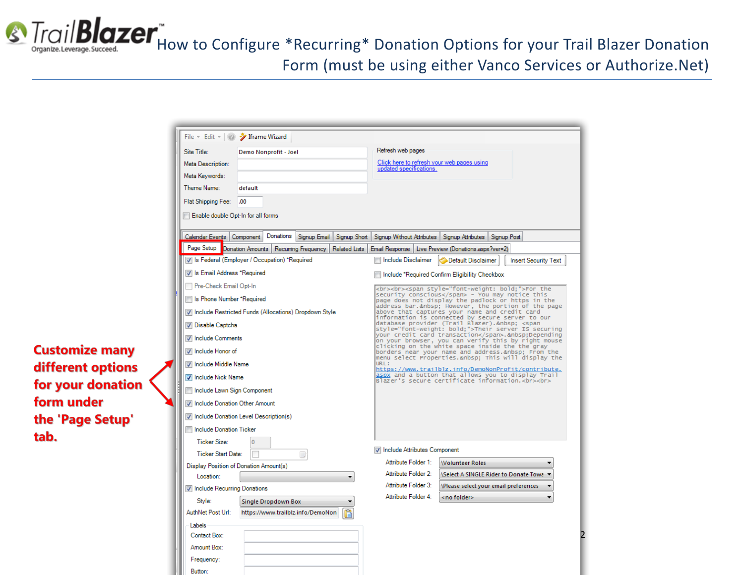# How to Configure *Recurring* Donation Options for your Trail Blazer Donation Form (must be using either Vanco Services or Authorize.Net)

**Customize many different options for your donation form under the 'Page Setup' tab.**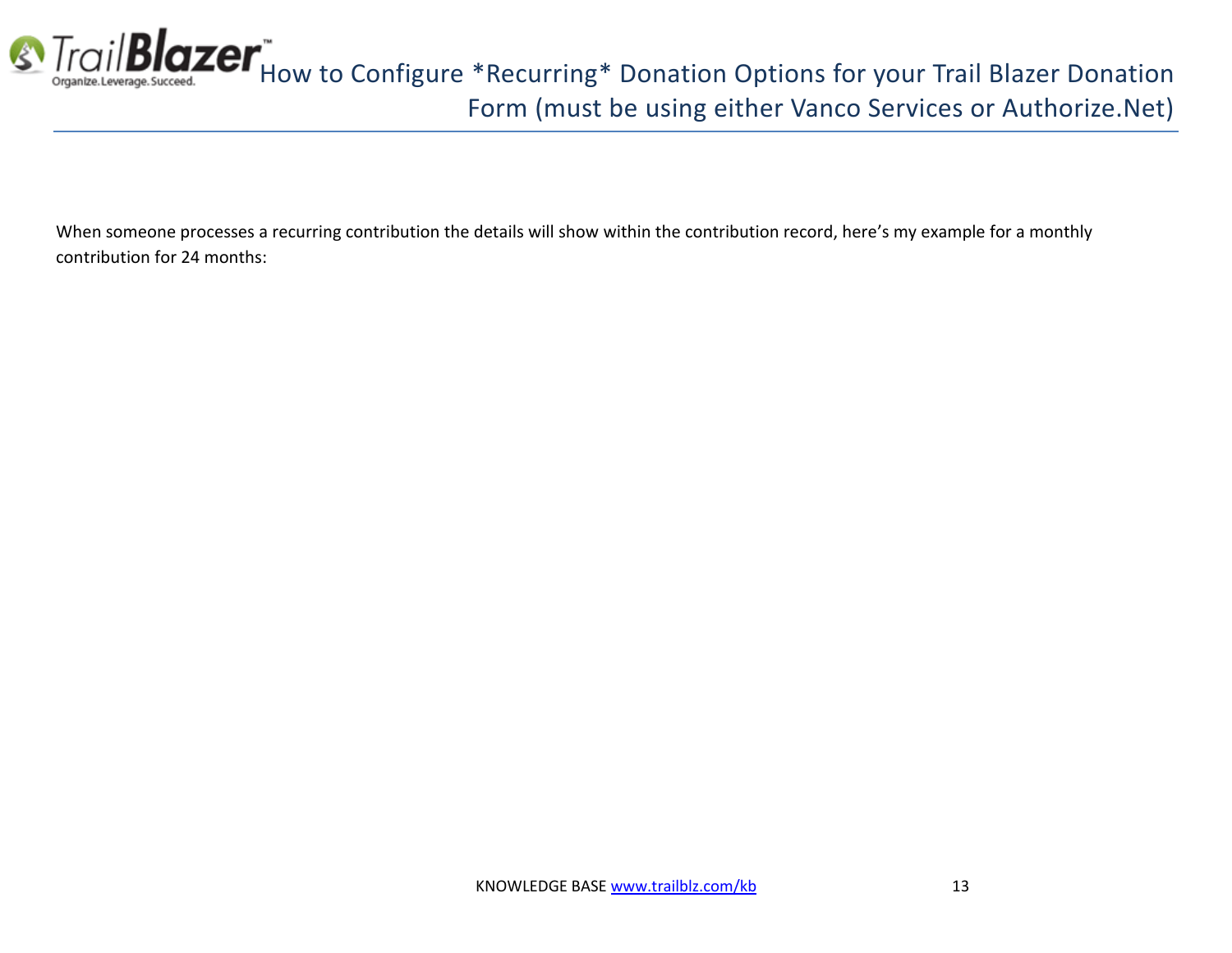When someone processes a recurring contribution the details will show within the contribution record, here’s my example for a monthly contribution for 24 months: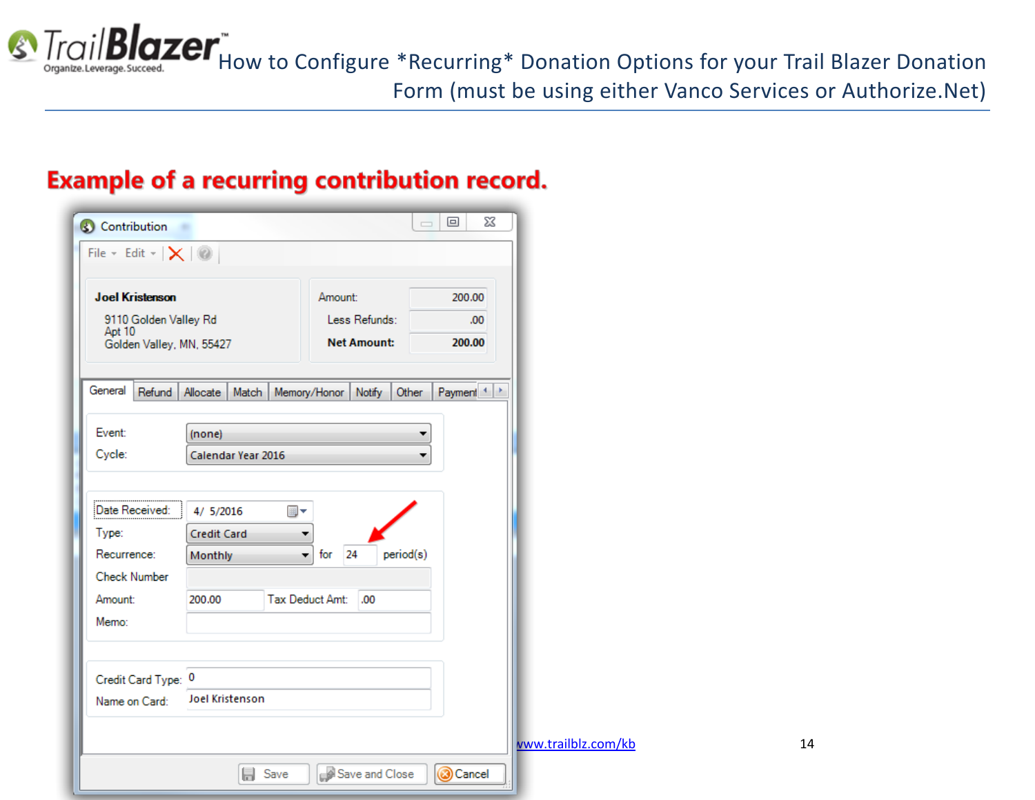## Example of a recurring contribution record.

Contribution

File Edit

**Joel Kristenson**

9110 Golden Valley Rd
Apt 10
Golden Valley, MN, 55427

Amount: 200.00
Less Refunds: .00
**Net Amount:** **200.00**

General | Refund | Allocate | Match | Memory/Honor | Notify | Other | Payment

Event: (none)
Cycle: Calendar Year 2016

Date Received: 4/ 5/2016
Type: Credit Card
Recurrence: Monthly for 24 period(s)
Check Number
Amount: 200.00 Tax Deduct Amt: .00
Memo:

Credit Card Type: 0
Name on Card: Joel Kristenson

Save | Save and Close | Cancel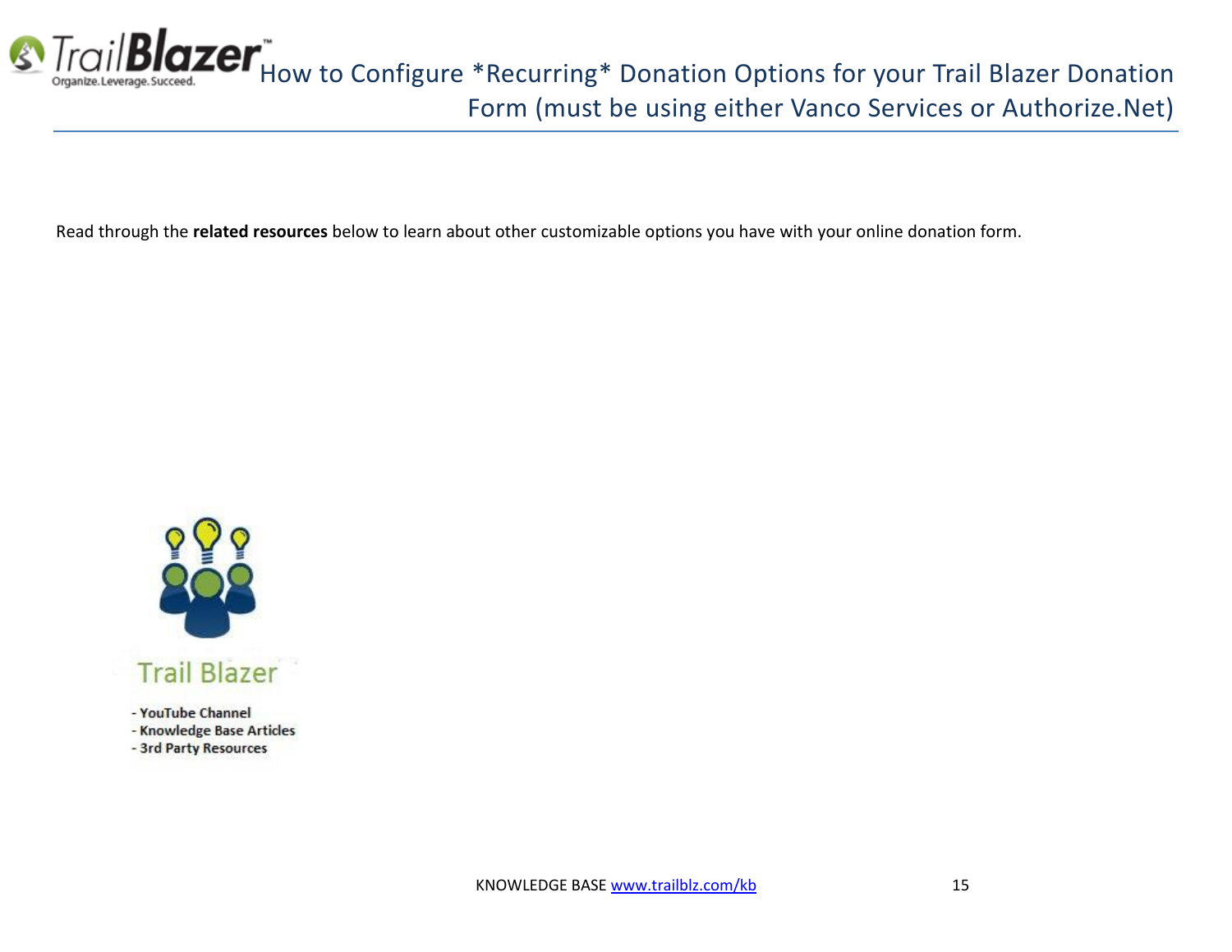Read through the **related resources** below to learn about other customizable options you have with your online donation form.

Trail Blazer

- YouTube Channel
- Knowledge Base Articles
- 3rd Party Resources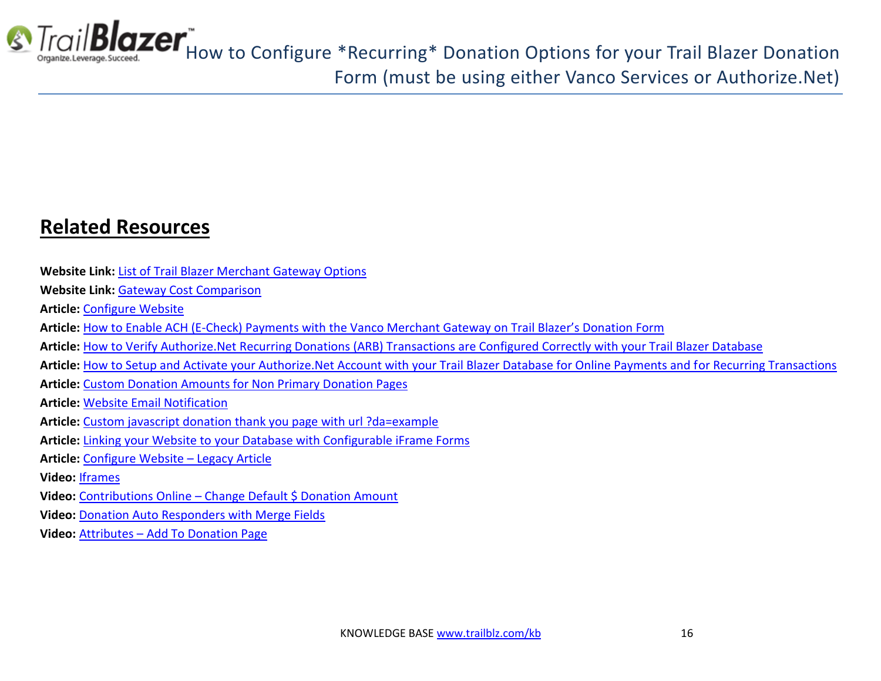## Related Resources

**Website Link:** List of Trail Blazer Merchant Gateway Options
**Website Link:** Gateway Cost Comparison
**Article:** Configure Website
**Article:** How to Enable ACH (E-Check) Payments with the Vanco Merchant Gateway on Trail Blazer's Donation Form
**Article:** How to Verify Authorize.Net Recurring Donations (ARB) Transactions are Configured Correctly with your Trail Blazer Database
**Article:** How to Setup and Activate your Authorize.Net Account with your Trail Blazer Database for Online Payments and for Recurring Transactions
**Article:** Custom Donation Amounts for Non Primary Donation Pages
**Article:** Website Email Notification
**Article:** Custom javascript donation thank you page with url ?da=example
**Article:** Linking your Website to your Database with Configurable iFrame Forms
**Article:** Configure Website – Legacy Article
**Video:** Iframes
**Video:** Contributions Online – Change Default $ Donation Amount
**Video:** Donation Auto Responders with Merge Fields
**Video:** Attributes – Add To Donation Page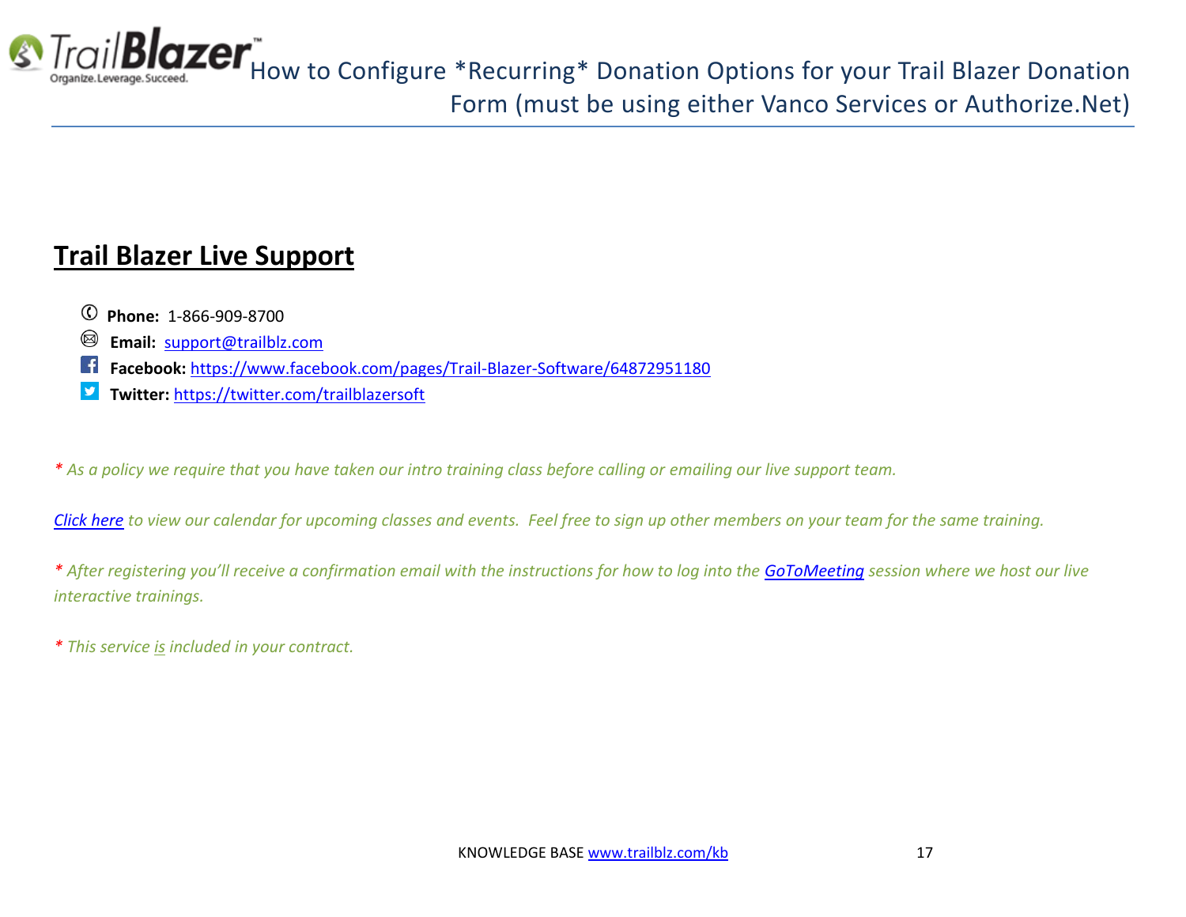## Trail Blazer Live Support

- **Phone:** 1-866-909-8700
- **Email:** support@trailblz.com
- **Facebook:** https://www.facebook.com/pages/Trail-Blazer-Software/64872951180
- **Twitter:** https://twitter.com/trailblazersoft

*\* As a policy we require that you have taken our intro training class before calling or emailing our live support team.*

*Click here to view our calendar for upcoming classes and events. Feel free to sign up other members on your team for the same training.*

*\* After registering you'll receive a confirmation email with the instructions for how to log into the GoToMeeting session where we host our live interactive trainings.*

*\* This service is included in your contract.*